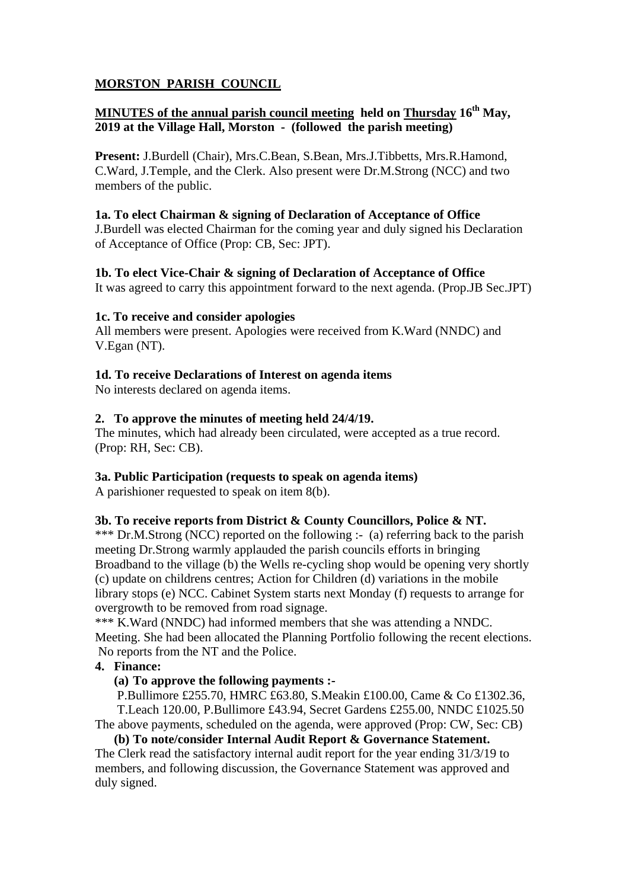# MORSTON PARISH COUNCIL

## MINUTES of the annual parish council meeting held on Thursday 16th May, 2019 at the Village Hall, Morston - (followed the parish meeting)

**Present:** J.Burdell (Chair), Mrs.C.Bean, S.Bean, Mrs.J.Tibbetts, Mrs.R.Hamond, C.Ward, J.Temple, and the Clerk. Also present were Dr.M.Strong (NCC) and two members of the public.

**1a. To elect Chairman & signing of Declaration of Acceptance of Office**
J.Burdell was elected Chairman for the coming year and duly signed his Declaration of Acceptance of Office (Prop: CB, Sec: JPT).

**1b. To elect Vice-Chair & signing of Declaration of Acceptance of Office**
It was agreed to carry this appointment forward to the next agenda. (Prop.JB Sec.JPT)

**1c. To receive and consider apologies**
All members were present. Apologies were received from K.Ward (NNDC) and V.Egan (NT).

**1d. To receive Declarations of Interest on agenda items**
No interests declared on agenda items.

**2. To approve the minutes of meeting held 24/4/19.**
The minutes, which had already been circulated, were accepted as a true record. (Prop: RH, Sec: CB).

**3a. Public Participation (requests to speak on agenda items)**
A parishioner requested to speak on item 8(b).

**3b. To receive reports from District & County Councillors, Police & NT.**
*** Dr.M.Strong (NCC) reported on the following :- (a) referring back to the parish meeting Dr.Strong warmly applauded the parish councils efforts in bringing Broadband to the village (b) the Wells re-cycling shop would be opening very shortly (c) update on childrens centres; Action for Children (d) variations in the mobile library stops (e) NCC. Cabinet System starts next Monday (f) requests to arrange for overgrowth to be removed from road signage.
*** K.Ward (NNDC) had informed members that she was attending a NNDC. Meeting. She had been allocated the Planning Portfolio following the recent elections. No reports from the NT and the Police.

**4. Finance:**

**(a) To approve the following payments :-**
P.Bullimore £255.70, HMRC £63.80, S.Meakin £100.00, Came & Co £1302.36, T.Leach 120.00, P.Bullimore £43.94, Secret Gardens £255.00, NNDC £1025.50
The above payments, scheduled on the agenda, were approved (Prop: CW, Sec: CB)

**(b) To note/consider Internal Audit Report & Governance Statement.**
The Clerk read the satisfactory internal audit report for the year ending 31/3/19 to members, and following discussion, the Governance Statement was approved and duly signed.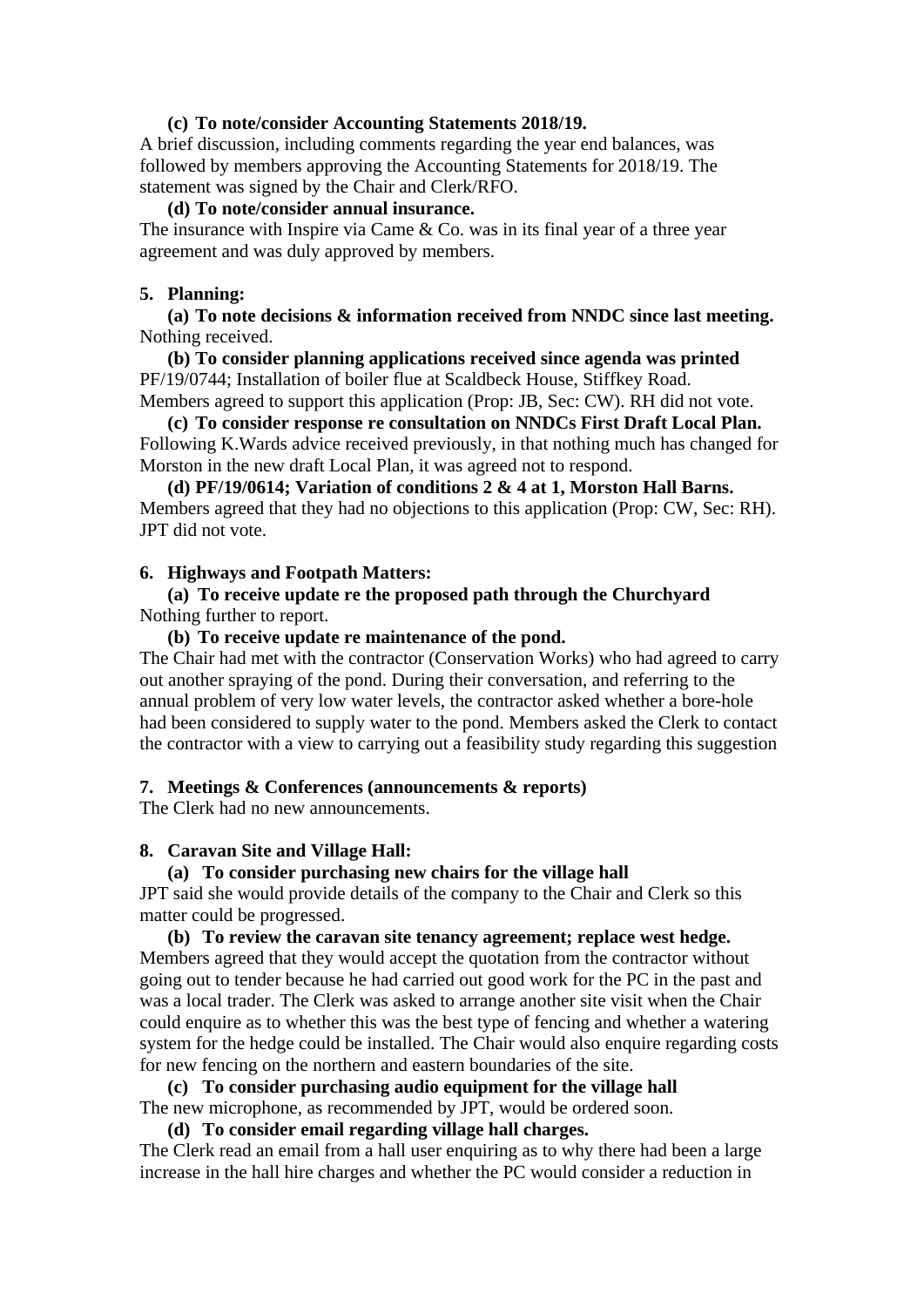**(c) To note/consider Accounting Statements 2018/19.**

A brief discussion, including comments regarding the year end balances, was followed by members approving the Accounting Statements for 2018/19. The statement was signed by the Chair and Clerk/RFO.

**(d) To note/consider annual insurance.**

The insurance with Inspire via Came & Co. was in its final year of a three year agreement and was duly approved by members.

**5. Planning:**

**(a) To note decisions & information received from NNDC since last meeting.**

Nothing received.

**(b) To consider planning applications received since agenda was printed**

PF/19/0744; Installation of boiler flue at Scaldbeck House, Stiffkey Road. Members agreed to support this application (Prop: JB, Sec: CW). RH did not vote.

**(c) To consider response re consultation on NNDCs First Draft Local Plan.**

Following K.Wards advice received previously, in that nothing much has changed for Morston in the new draft Local Plan, it was agreed not to respond.

**(d) PF/19/0614; Variation of conditions 2 & 4 at 1, Morston Hall Barns.**

Members agreed that they had no objections to this application (Prop: CW, Sec: RH). JPT did not vote.

**6. Highways and Footpath Matters:**

**(a) To receive update re the proposed path through the Churchyard**

Nothing further to report.

**(b) To receive update re maintenance of the pond.**

The Chair had met with the contractor (Conservation Works) who had agreed to carry out another spraying of the pond. During their conversation, and referring to the annual problem of very low water levels, the contractor asked whether a bore-hole had been considered to supply water to the pond. Members asked the Clerk to contact the contractor with a view to carrying out a feasibility study regarding this suggestion

**7. Meetings & Conferences (announcements & reports)**

The Clerk had no new announcements.

**8. Caravan Site and Village Hall:**

**(a) To consider purchasing new chairs for the village hall**

JPT said she would provide details of the company to the Chair and Clerk so this matter could be progressed.

**(b) To review the caravan site tenancy agreement; replace west hedge.**

Members agreed that they would accept the quotation from the contractor without going out to tender because he had carried out good work for the PC in the past and was a local trader. The Clerk was asked to arrange another site visit when the Chair could enquire as to whether this was the best type of fencing and whether a watering system for the hedge could be installed. The Chair would also enquire regarding costs for new fencing on the northern and eastern boundaries of the site.

**(c) To consider purchasing audio equipment for the village hall**

The new microphone, as recommended by JPT, would be ordered soon.

**(d) To consider email regarding village hall charges.**

The Clerk read an email from a hall user enquiring as to why there had been a large increase in the hall hire charges and whether the PC would consider a reduction in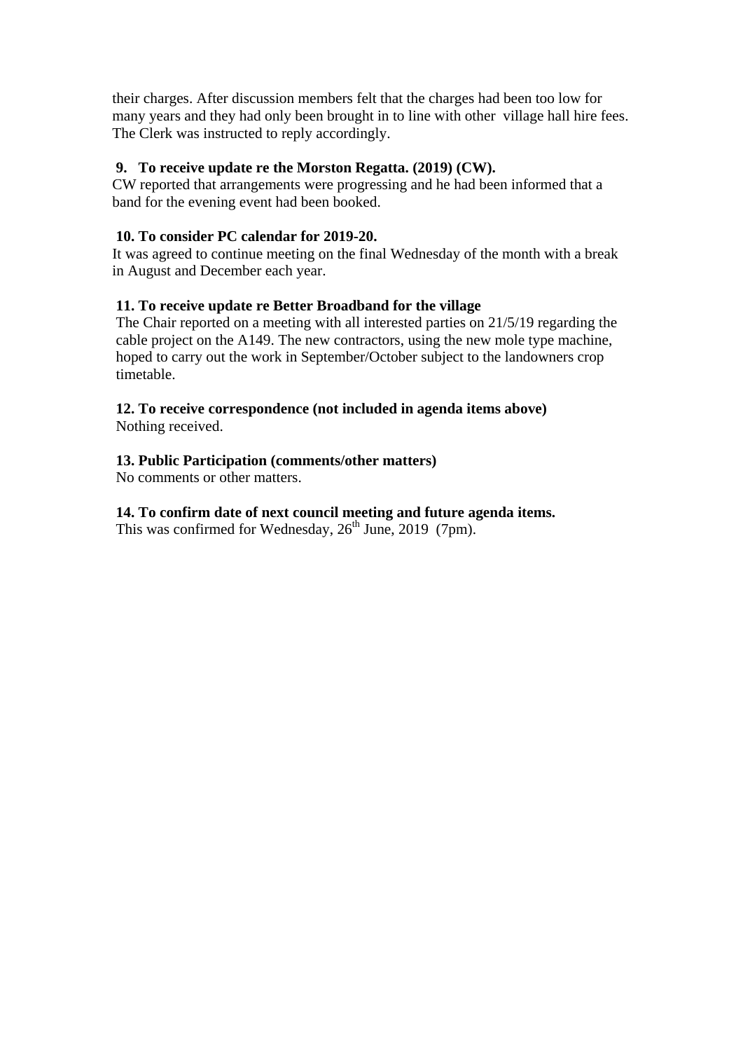their charges. After discussion members felt that the charges had been too low for many years and they had only been brought in to line with other village hall hire fees. The Clerk was instructed to reply accordingly.

**9. To receive update re the Morston Regatta. (2019) (CW).**
CW reported that arrangements were progressing and he had been informed that a band for the evening event had been booked.

**10. To consider PC calendar for 2019-20.**
It was agreed to continue meeting on the final Wednesday of the month with a break in August and December each year.

**11. To receive update re Better Broadband for the village**
The Chair reported on a meeting with all interested parties on 21/5/19 regarding the cable project on the A149. The new contractors, using the new mole type machine, hoped to carry out the work in September/October subject to the landowners crop timetable.

**12. To receive correspondence (not included in agenda items above)**
Nothing received.

**13. Public Participation (comments/other matters)**
No comments or other matters.

**14. To confirm date of next council meeting and future agenda items.**
This was confirmed for Wednesday, 26th June, 2019 (7pm).